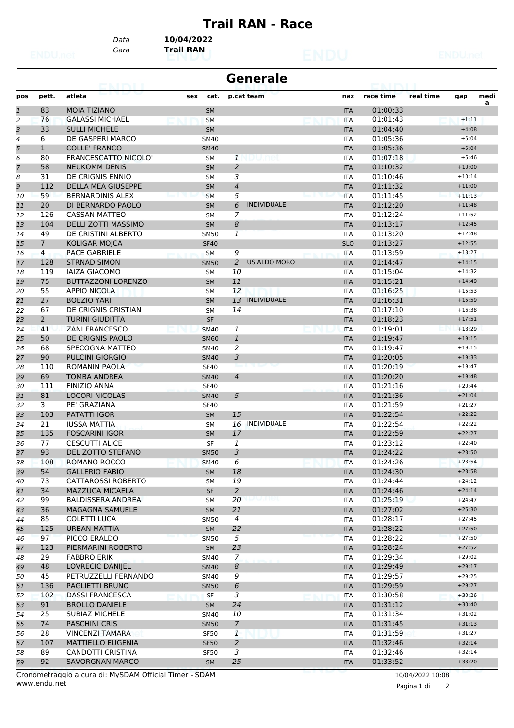# Trail RAN - Race

Data **10/04/2022**
Gara **Trail RAN**

## Generale

| pos | pett. | atleta | sex | cat. | p.cat | team | naz | race time | real time | gap | media |
|---|---|---|---|---|---|---|---|---|---|---|---|
| 1 | 83 | MOIA TIZIANO | | SM | | | ITA | 01:00:33 | | | |
| 2 | 76 | GALASSI MICHAEL | | SM | | | ITA | 01:01:43 | | +1:11 | |
| 3 | 33 | SULLI MICHELE | | SM | | | ITA | 01:04:40 | | +4:08 | |
| 4 | 6 | DE GASPERI MARCO | | SM40 | | | ITA | 01:05:36 | | +5:04 | |
| 5 | 1 | COLLE' FRANCO | | SM40 | | | ITA | 01:05:36 | | +5:04 | |
| 6 | 80 | FRANCESCATTO NICOLO' | | SM | 1 | | ITA | 01:07:18 | | +6:46 | |
| 7 | 58 | NEUKOMM DENIS | | SM | 2 | | ITA | 01:10:32 | | +10:00 | |
| 8 | 31 | DE CRIGNIS ENNIO | | SM | 3 | | ITA | 01:10:46 | | +10:14 | |
| 9 | 112 | DELLA MEA GIUSEPPE | | SM | 4 | | ITA | 01:11:32 | | +11:00 | |
| 10 | 59 | BERNARDINIS ALEX | | SM | 5 | | ITA | 01:11:45 | | +11:13 | |
| 11 | 20 | DI BERNARDO PAOLO | | SM | 6 | INDIVIDUALE | ITA | 01:12:20 | | +11:48 | |
| 12 | 126 | CASSAN MATTEO | | SM | 7 | | ITA | 01:12:24 | | +11:52 | |
| 13 | 104 | DELLI ZOTTI MASSIMO | | SM | 8 | | ITA | 01:13:17 | | +12:45 | |
| 14 | 49 | DE CRISTINI ALBERTO | | SM50 | 1 | | ITA | 01:13:20 | | +12:48 | |
| 15 | 7 | KOLIGAR MOJCA | | SF40 | | | SLO | 01:13:27 | | +12:55 | |
| 16 | 4 | PACE GABRIELE | | SM | 9 | | ITA | 01:13:59 | | +13:27 | |
| 17 | 128 | STRNAD SIMON | | SM50 | 2 | US ALDO MORO | ITA | 01:14:47 | | +14:15 | |
| 18 | 119 | IAIZA GIACOMO | | SM | 10 | | ITA | 01:15:04 | | +14:32 | |
| 19 | 75 | BUTTAZZONI LORENZO | | SM | 11 | | ITA | 01:15:21 | | +14:49 | |
| 20 | 55 | APPIO NICOLA | | SM | 12 | | ITA | 01:16:25 | | +15:53 | |
| 21 | 27 | BOEZIO YARI | | SM | 13 | INDIVIDUALE | ITA | 01:16:31 | | +15:59 | |
| 22 | 67 | DE CRIGNIS CRISTIAN | | SM | 14 | | ITA | 01:17:10 | | +16:38 | |
| 23 | 2 | TURINI GIUDITTA | | SF | | | ITA | 01:18:23 | | +17:51 | |
| 24 | 41 | ZANI FRANCESCO | | SM40 | 1 | | ITA | 01:19:01 | | +18:29 | |
| 25 | 50 | DE CRIGNIS PAOLO | | SM60 | 1 | | ITA | 01:19:47 | | +19:15 | |
| 26 | 68 | SPECOGNA MATTEO | | SM40 | 2 | | ITA | 01:19:47 | | +19:15 | |
| 27 | 90 | PULCINI GIORGIO | | SM40 | 3 | | ITA | 01:20:05 | | +19:33 | |
| 28 | 110 | ROMANIN PAOLA | | SF40 | | | ITA | 01:20:19 | | +19:47 | |
| 29 | 69 | TOMBA ANDREA | | SM40 | 4 | | ITA | 01:20:20 | | +19:48 | |
| 30 | 111 | FINIZIO ANNA | | SF40 | | | ITA | 01:21:16 | | +20:44 | |
| 31 | 81 | LOCORI NICOLAS | | SM40 | 5 | | ITA | 01:21:36 | | +21:04 | |
| 32 | 3 | PE' GRAZIANA | | SF40 | | | ITA | 01:21:59 | | +21:27 | |
| 33 | 103 | PATATTI IGOR | | SM | 15 | | ITA | 01:22:54 | | +22:22 | |
| 34 | 21 | IUSSA MATTIA | | SM | 16 | INDIVIDUALE | ITA | 01:22:54 | | +22:22 | |
| 35 | 135 | FOSCARINI IGOR | | SM | 17 | | ITA | 01:22:59 | | +22:27 | |
| 36 | 77 | CESCUTTI ALICE | | SF | 1 | | ITA | 01:23:12 | | +22:40 | |
| 37 | 93 | DEL ZOTTO STEFANO | | SM50 | 3 | | ITA | 01:24:22 | | +23:50 | |
| 38 | 108 | ROMANO ROCCO | | SM40 | 6 | | ITA | 01:24:26 | | +23:54 | |
| 39 | 54 | GALLERIO FABIO | | SM | 18 | | ITA | 01:24:30 | | +23:58 | |
| 40 | 73 | CATTAROSSI ROBERTO | | SM | 19 | | ITA | 01:24:44 | | +24:12 | |
| 41 | 34 | MAZZUCA MICAELA | | SF | 2 | | ITA | 01:24:46 | | +24:14 | |
| 42 | 99 | BALDISSERA ANDREA | | SM | 20 | | ITA | 01:25:19 | | +24:47 | |
| 43 | 36 | MAGAGNA SAMUELE | | SM | 21 | | ITA | 01:27:02 | | +26:30 | |
| 44 | 85 | COLETTI LUCA | | SM50 | 4 | | ITA | 01:28:17 | | +27:45 | |
| 45 | 125 | URBAN MATTIA | | SM | 22 | | ITA | 01:28:22 | | +27:50 | |
| 46 | 97 | PICCO ERALDO | | SM50 | 5 | | ITA | 01:28:22 | | +27:50 | |
| 47 | 123 | PIERMARINI ROBERTO | | SM | 23 | | ITA | 01:28:24 | | +27:52 | |
| 48 | 29 | FABBRO ERIK | | SM40 | 7 | | ITA | 01:29:34 | | +29:02 | |
| 49 | 48 | LOVRECIC DANIJEL | | SM40 | 8 | | ITA | 01:29:49 | | +29:17 | |
| 50 | 45 | PETRUZZELLI FERNANDO | | SM40 | 9 | | ITA | 01:29:57 | | +29:25 | |
| 51 | 136 | PAGLIETTI BRUNO | | SM50 | 6 | | ITA | 01:29:59 | | +29:27 | |
| 52 | 102 | DASSI FRANCESCA | | SF | 3 | | ITA | 01:30:58 | | +30:26 | |
| 53 | 91 | BROLLO DANIELE | | SM | 24 | | ITA | 01:31:12 | | +30:40 | |
| 54 | 25 | SUBIAZ MICHELE | | SM40 | 10 | | ITA | 01:31:34 | | +31:02 | |
| 55 | 74 | PASCHINI CRIS | | SM50 | 7 | | ITA | 01:31:45 | | +31:13 | |
| 56 | 28 | VINCENZI TAMARA | | SF50 | 1 | | ITA | 01:31:59 | | +31:27 | |
| 57 | 107 | MATTIELLO EUGENIA | | SF50 | 2 | | ITA | 01:32:46 | | +32:14 | |
| 58 | 89 | CANDOTTI CRISTINA | | SF50 | 3 | | ITA | 01:32:46 | | +32:14 | |
| 59 | 92 | SAVORGNAN MARCO | | SM | 25 | | ITA | 01:33:52 | | +33:20 | |

Cronometraggio a cura di: MySDAM Official Timer - SDAM
www.endu.net

10/04/2022 10:08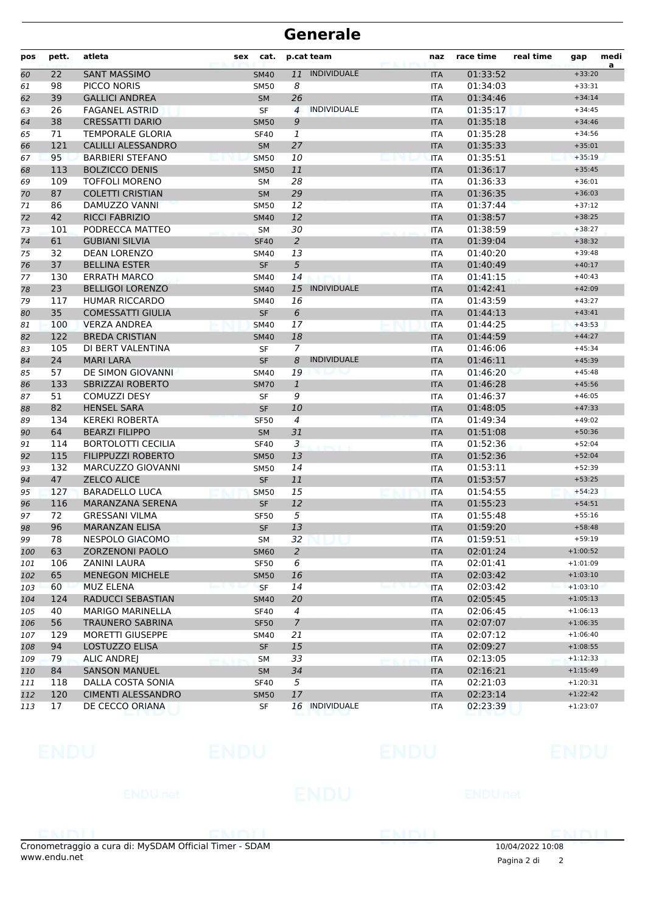# Generale

| pos | pett. | atleta | sex | cat. | p.cat | team | naz | race time | real time | gap | media |
|---|---|---|---|---|---|---|---|---|---|---|---|
| 60 | 22 | SANT MASSIMO | | SM40 | 11 | INDIVIDUALE | ITA | 01:33:52 | | +33:20 | |
| 61 | 98 | PICCO NORIS | | SM50 | 8 | | ITA | 01:34:03 | | +33:31 | |
| 62 | 39 | GALLICI ANDREA | | SM | 26 | | ITA | 01:34:46 | | +34:14 | |
| 63 | 26 | FAGANEL ASTRID | | SF | 4 | INDIVIDUALE | ITA | 01:35:17 | | +34:45 | |
| 64 | 38 | CRESSATTI DARIO | | SM50 | 9 | | ITA | 01:35:18 | | +34:46 | |
| 65 | 71 | TEMPORALE GLORIA | | SF40 | 1 | | ITA | 01:35:28 | | +34:56 | |
| 66 | 121 | CALILLI ALESSANDRO | | SM | 27 | | ITA | 01:35:33 | | +35:01 | |
| 67 | 95 | BARBIERI STEFANO | | SM50 | 10 | | ITA | 01:35:51 | | +35:19 | |
| 68 | 113 | BOLZICCO DENIS | | SM50 | 11 | | ITA | 01:36:17 | | +35:45 | |
| 69 | 109 | TOFFOLI MORENO | | SM | 28 | | ITA | 01:36:33 | | +36:01 | |
| 70 | 87 | COLETTI CRISTIAN | | SM | 29 | | ITA | 01:36:35 | | +36:03 | |
| 71 | 86 | DAMUZZO VANNI | | SM50 | 12 | | ITA | 01:37:44 | | +37:12 | |
| 72 | 42 | RICCI FABRIZIO | | SM40 | 12 | | ITA | 01:38:57 | | +38:25 | |
| 73 | 101 | PODRECCA MATTEO | | SM | 30 | | ITA | 01:38:59 | | +38:27 | |
| 74 | 61 | GUBIANI SILVIA | | SF40 | 2 | | ITA | 01:39:04 | | +38:32 | |
| 75 | 32 | DEAN LORENZO | | SM40 | 13 | | ITA | 01:40:20 | | +39:48 | |
| 76 | 37 | BELLINA ESTER | | SF | 5 | | ITA | 01:40:49 | | +40:17 | |
| 77 | 130 | ERRATH MARCO | | SM40 | 14 | | ITA | 01:41:15 | | +40:43 | |
| 78 | 23 | BELLIGOI LORENZO | | SM40 | 15 | INDIVIDUALE | ITA | 01:42:41 | | +42:09 | |
| 79 | 117 | HUMAR RICCARDO | | SM40 | 16 | | ITA | 01:43:59 | | +43:27 | |
| 80 | 35 | COMESSATTI GIULIA | | SF | 6 | | ITA | 01:44:13 | | +43:41 | |
| 81 | 100 | VERZA ANDREA | | SM40 | 17 | | ITA | 01:44:25 | | +43:53 | |
| 82 | 122 | BREDA CRISTIAN | | SM40 | 18 | | ITA | 01:44:59 | | +44:27 | |
| 83 | 105 | DI BERT VALENTINA | | SF | 7 | | ITA | 01:46:06 | | +45:34 | |
| 84 | 24 | MARI LARA | | SF | 8 | INDIVIDUALE | ITA | 01:46:11 | | +45:39 | |
| 85 | 57 | DE SIMON GIOVANNI | | SM40 | 19 | | ITA | 01:46:20 | | +45:48 | |
| 86 | 133 | SBRIZZAI ROBERTO | | SM70 | 1 | | ITA | 01:46:28 | | +45:56 | |
| 87 | 51 | COMUZZI DESY | | SF | 9 | | ITA | 01:46:37 | | +46:05 | |
| 88 | 82 | HENSEL SARA | | SF | 10 | | ITA | 01:48:05 | | +47:33 | |
| 89 | 134 | KEREKI ROBERTA | | SF50 | 4 | | ITA | 01:49:34 | | +49:02 | |
| 90 | 64 | BEARZI FILIPPO | | SM | 31 | | ITA | 01:51:08 | | +50:36 | |
| 91 | 114 | BORTOLOTTI CECILIA | | SF40 | 3 | | ITA | 01:52:36 | | +52:04 | |
| 92 | 115 | FILIPPUZZI ROBERTO | | SM50 | 13 | | ITA | 01:52:36 | | +52:04 | |
| 93 | 132 | MARCUZZO GIOVANNI | | SM50 | 14 | | ITA | 01:53:11 | | +52:39 | |
| 94 | 47 | ZELCO ALICE | | SF | 11 | | ITA | 01:53:57 | | +53:25 | |
| 95 | 127 | BARADELLO LUCA | | SM50 | 15 | | ITA | 01:54:55 | | +54:23 | |
| 96 | 116 | MARANZANA SERENA | | SF | 12 | | ITA | 01:55:23 | | +54:51 | |
| 97 | 72 | GRESSANI VILMA | | SF50 | 5 | | ITA | 01:55:48 | | +55:16 | |
| 98 | 96 | MARANZAN ELISA | | SF | 13 | | ITA | 01:59:20 | | +58:48 | |
| 99 | 78 | NESPOLO GIACOMO | | SM | 32 | | ITA | 01:59:51 | | +59:19 | |
| 100 | 63 | ZORZENONI PAOLO | | SM60 | 2 | | ITA | 02:01:24 | | +1:00:52 | |
| 101 | 106 | ZANINI LAURA | | SF50 | 6 | | ITA | 02:01:41 | | +1:01:09 | |
| 102 | 65 | MENEGON MICHELE | | SM50 | 16 | | ITA | 02:03:42 | | +1:03:10 | |
| 103 | 60 | MUZ ELENA | | SF | 14 | | ITA | 02:03:42 | | +1:03:10 | |
| 104 | 124 | RADUCCI SEBASTIAN | | SM40 | 20 | | ITA | 02:05:45 | | +1:05:13 | |
| 105 | 40 | MARIGO MARINELLA | | SF40 | 4 | | ITA | 02:06:45 | | +1:06:13 | |
| 106 | 56 | TRAUNERO SABRINA | | SF50 | 7 | | ITA | 02:07:07 | | +1:06:35 | |
| 107 | 129 | MORETTI GIUSEPPE | | SM40 | 21 | | ITA | 02:07:12 | | +1:06:40 | |
| 108 | 94 | LOSTUZZO ELISA | | SF | 15 | | ITA | 02:09:27 | | +1:08:55 | |
| 109 | 79 | ALIC ANDREJ | | SM | 33 | | ITA | 02:13:05 | | +1:12:33 | |
| 110 | 84 | SANSON MANUEL | | SM | 34 | | ITA | 02:16:21 | | +1:15:49 | |
| 111 | 118 | DALLA COSTA SONIA | | SF40 | 5 | | ITA | 02:21:03 | | +1:20:31 | |
| 112 | 120 | CIMENTI ALESSANDRO | | SM50 | 17 | | ITA | 02:23:14 | | +1:22:42 | |
| 113 | 17 | DE CECCO ORIANA | | SF | 16 | INDIVIDUALE | ITA | 02:23:39 | | +1:23:07 | |

Cronometraggio a cura di: MySDAM Official Timer - SDAM
www.endu.net

10/04/2022 10:08